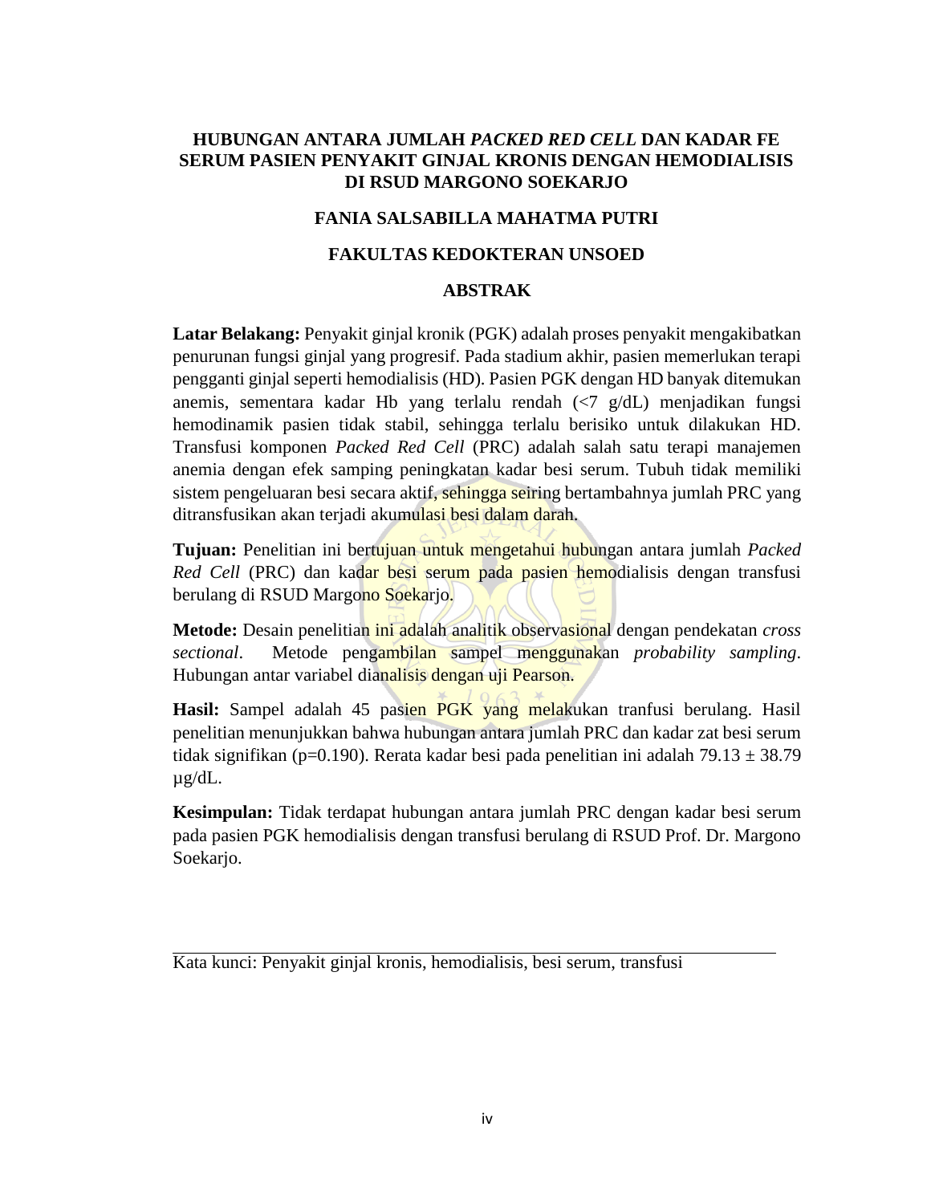# HUBUNGAN ANTARA JUMLAH *PACKED RED CELL* DAN KADAR FE SERUM PASIEN PENYAKIT GINJAL KRONIS DENGAN HEMODIALISIS DI RSUD MARGONO SOEKARJO

**FANIA SALSABILLA MAHATMA PUTRI**

**FAKULTAS KEDOKTERAN UNSOED**

## ABSTRAK

**Latar Belakang:** Penyakit ginjal kronik (PGK) adalah proses penyakit mengakibatkan penurunan fungsi ginjal yang progresif. Pada stadium akhir, pasien memerlukan terapi pengganti ginjal seperti hemodialisis (HD). Pasien PGK dengan HD banyak ditemukan anemis, sementara kadar Hb yang terlalu rendah (<7 g/dL) menjadikan fungsi hemodinamik pasien tidak stabil, sehingga terlalu berisiko untuk dilakukan HD. Transfusi komponen *Packed Red Cell* (PRC) adalah salah satu terapi manajemen anemia dengan efek samping peningkatan kadar besi serum. Tubuh tidak memiliki sistem pengeluaran besi secara aktif, sehingga seiring bertambahnya jumlah PRC yang ditransfusikan akan terjadi akumulasi besi dalam darah.

**Tujuan:** Penelitian ini bertujuan untuk mengetahui hubungan antara jumlah *Packed Red Cell* (PRC) dan kadar besi serum pada pasien hemodialisis dengan transfusi berulang di RSUD Margono Soekarjo.

**Metode:** Desain penelitian ini adalah analitik observasional dengan pendekatan *cross sectional*. Metode pengambilan sampel menggunakan *probability sampling*. Hubungan antar variabel dianalisis dengan uji Pearson.

**Hasil:** Sampel adalah 45 pasien PGK yang melakukan tranfusi berulang. Hasil penelitian menunjukkan bahwa hubungan antara jumlah PRC dan kadar zat besi serum tidak signifikan ($p=0.190$). Rerata kadar besi pada penelitian ini adalah $79.13 \pm 38.79$ µg/dL.

**Kesimpulan:** Tidak terdapat hubungan antara jumlah PRC dengan kadar besi serum pada pasien PGK hemodialisis dengan transfusi berulang di RSUD Prof. Dr. Margono Soekarjo.

Kata kunci: Penyakit ginjal kronis, hemodialisis, besi serum, transfusi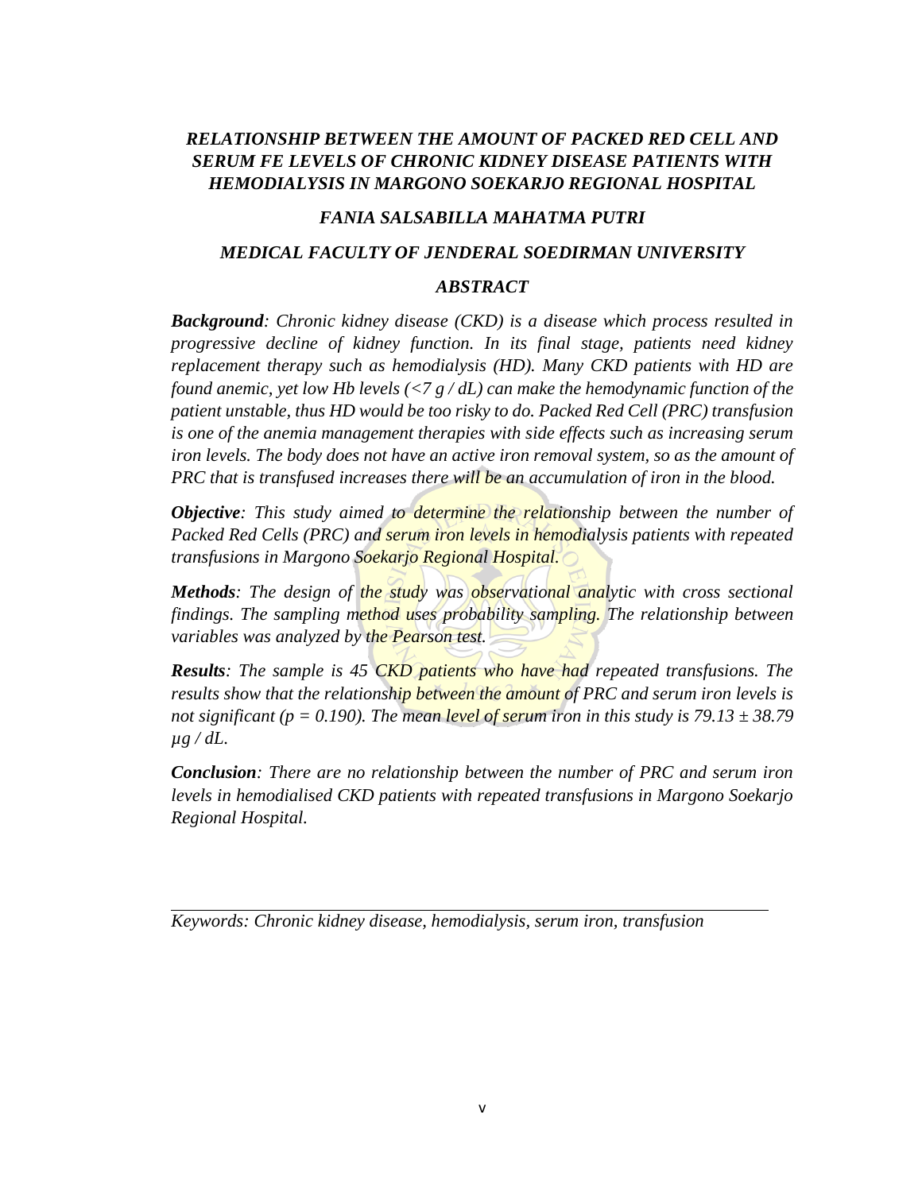# *RELATIONSHIP BETWEEN THE AMOUNT OF PACKED RED CELL AND SERUM FE LEVELS OF CHRONIC KIDNEY DISEASE PATIENTS WITH HEMODIALYSIS IN MARGONO SOEKARJO REGIONAL HOSPITAL*

***FANIA SALSABILLA MAHATMA PUTRI***

***MEDICAL FACULTY OF JENDERAL SOEDIRMAN UNIVERSITY***

## *ABSTRACT*

***Background**: Chronic kidney disease (CKD) is a disease which process resulted in progressive decline of kidney function. In its final stage, patients need kidney replacement therapy such as hemodialysis (HD). Many CKD patients with HD are found anemic, yet low Hb levels (<7 g / dL) can make the hemodynamic function of the patient unstable, thus HD would be too risky to do. Packed Red Cell (PRC) transfusion is one of the anemia management therapies with side effects such as increasing serum iron levels. The body does not have an active iron removal system, so as the amount of PRC that is transfused increases there will be an accumulation of iron in the blood.*

***Objective**: This study aimed to determine the relationship between the number of Packed Red Cells (PRC) and serum iron levels in hemodialysis patients with repeated transfusions in Margono Soekarjo Regional Hospital.*

***Methods**: The design of the study was observational analytic with cross sectional findings. The sampling method uses probability sampling. The relationship between variables was analyzed by the Pearson test.*

***Results**: The sample is 45 CKD patients who have had repeated transfusions. The results show that the relationship between the amount of PRC and serum iron levels is not significant ($p = 0.190$). The mean level of serum iron in this study is $79.13 \pm 38.79$ µg / dL.*

***Conclusion**: There are no relationship between the number of PRC and serum iron levels in hemodialised CKD patients with repeated transfusions in Margono Soekarjo Regional Hospital.*

---

*Keywords: Chronic kidney disease, hemodialysis, serum iron, transfusion*